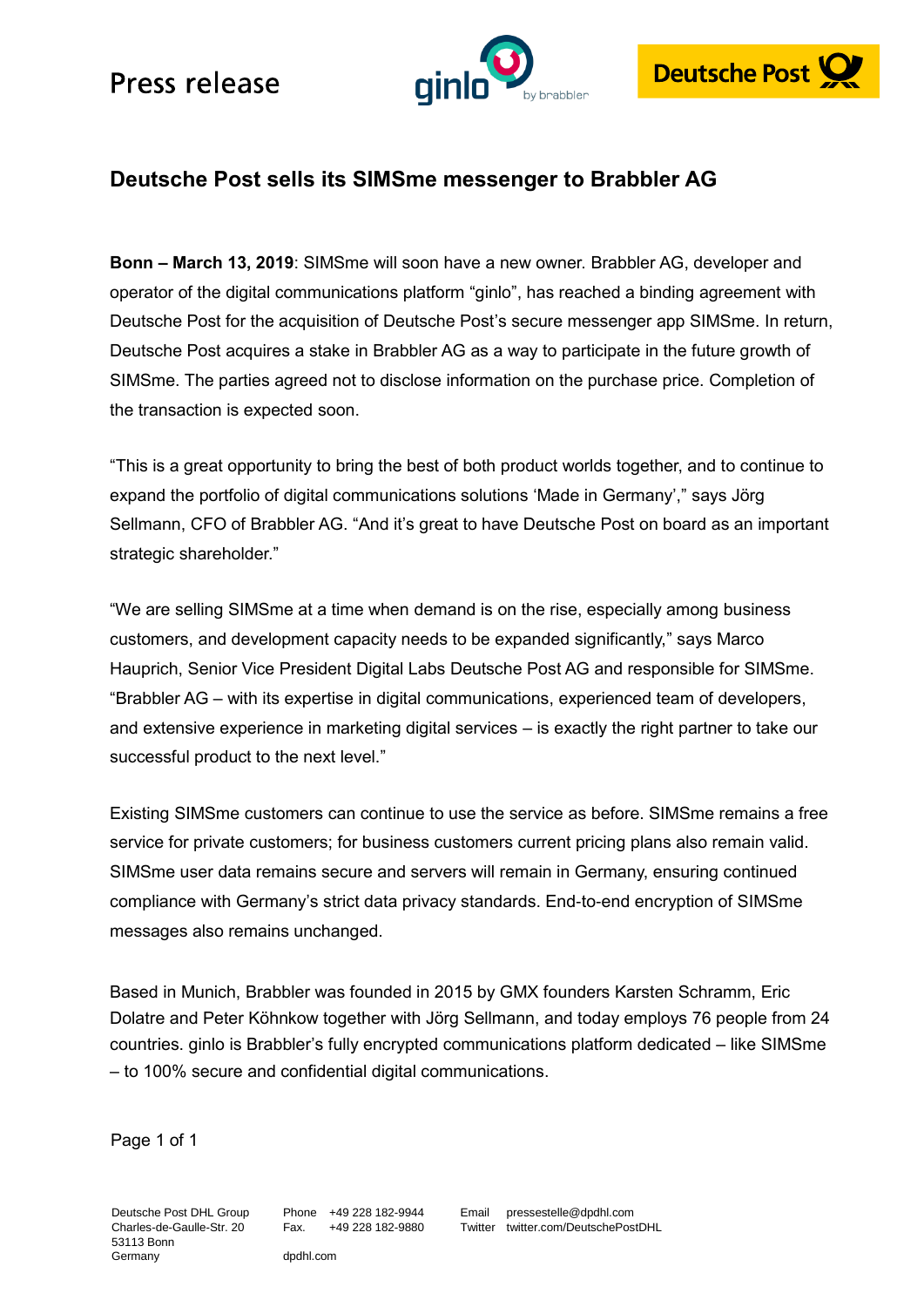Press release

## Deutsche Post sells its SIMSme messenger to Brabbler AG

**Bonn – March 13, 2019**: SIMSme will soon have a new owner. Brabbler AG, developer and operator of the digital communications platform “ginlo”, has reached a binding agreement with Deutsche Post for the acquisition of Deutsche Post’s secure messenger app SIMSme. In return, Deutsche Post acquires a stake in Brabbler AG as a way to participate in the future growth of SIMSme. The parties agreed not to disclose information on the purchase price. Completion of the transaction is expected soon.

“This is a great opportunity to bring the best of both product worlds together, and to continue to expand the portfolio of digital communications solutions ‘Made in Germany’,” says Jörg Sellmann, CFO of Brabbler AG. “And it’s great to have Deutsche Post on board as an important strategic shareholder.”

“We are selling SIMSme at a time when demand is on the rise, especially among business customers, and development capacity needs to be expanded significantly,” says Marco Hauprich, Senior Vice President Digital Labs Deutsche Post AG and responsible for SIMSme. “Brabbler AG – with its expertise in digital communications, experienced team of developers, and extensive experience in marketing digital services – is exactly the right partner to take our successful product to the next level.”

Existing SIMSme customers can continue to use the service as before. SIMSme remains a free service for private customers; for business customers current pricing plans also remain valid. SIMSme user data remains secure and servers will remain in Germany, ensuring continued compliance with Germany’s strict data privacy standards. End-to-end encryption of SIMSme messages also remains unchanged.

Based in Munich, Brabbler was founded in 2015 by GMX founders Karsten Schramm, Eric Dolatre and Peter Köhnkow together with Jörg Sellmann, and today employs 76 people from 24 countries. ginlo is Brabbler’s fully encrypted communications platform dedicated – like SIMSme – to 100% secure and confidential digital communications.

Deutsche Post DHL Group
Charles-de-Gaulle-Str. 20
53113 Bonn
Germany

Phone +49 228 182-9944
Fax. +49 228 182-9880

dpdhl.com

Email pressestelle@dpdhl.com
Twitter twitter.com/DeutschePostDHL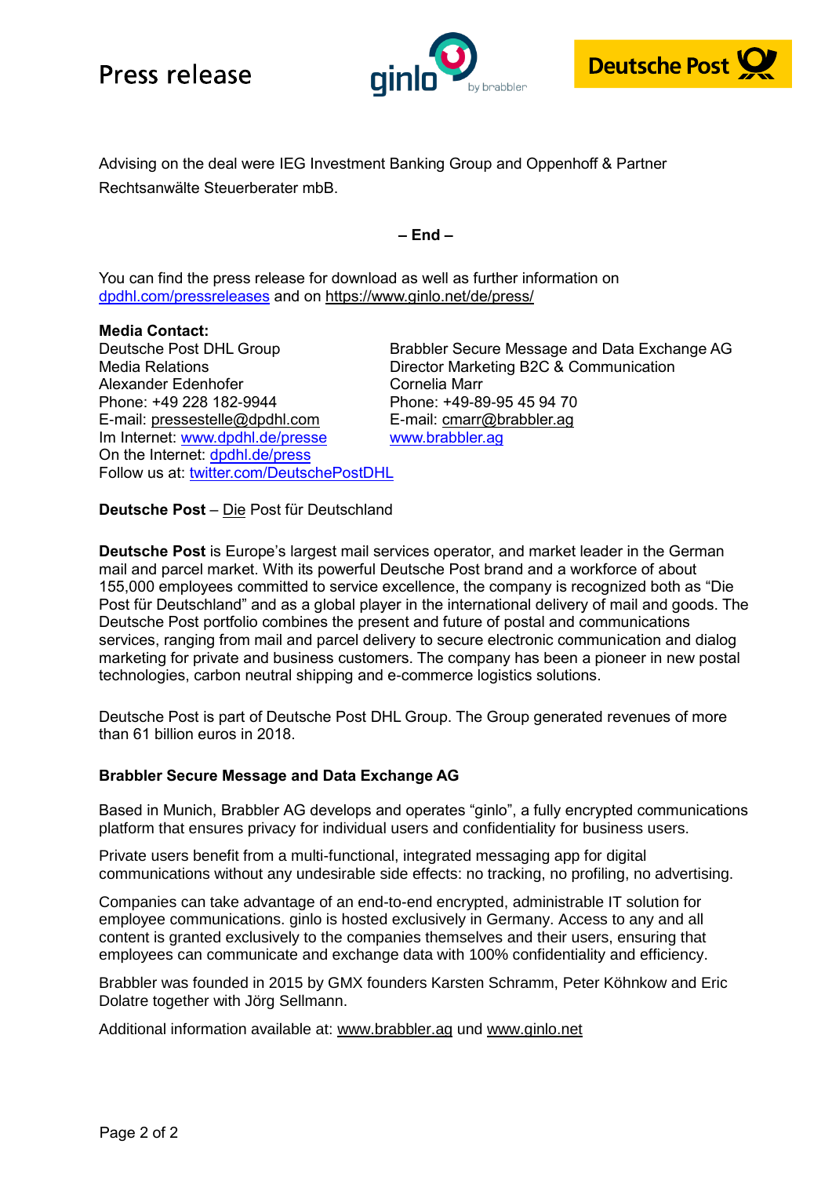Advising on the deal were IEG Investment Banking Group and Oppenhoff & Partner Rechtsanwälte Steuerberater mbB.

**– End –**

You can find the press release for download as well as further information on dpdhl.com/pressreleases and on https://www.ginlo.net/de/press/

**Media Contact:**

Deutsche Post DHL Group
Media Relations
Alexander Edenhofer
Phone: +49 228 182-9944
E-mail: pressestelle@dpdhl.com
Im Internet: www.dpdhl.de/presse
On the Internet: dpdhl.de/press
Follow us at: twitter.com/DeutschePostDHL

Brabbler Secure Message and Data Exchange AG
Director Marketing B2C & Communication
Cornelia Marr
Phone: +49-89-95 45 94 70
E-mail: cmarr@brabbler.ag
www.brabbler.ag

**Deutsche Post** – Die Post für Deutschland

**Deutsche Post** is Europe's largest mail services operator, and market leader in the German mail and parcel market. With its powerful Deutsche Post brand and a workforce of about 155,000 employees committed to service excellence, the company is recognized both as "Die Post für Deutschland" and as a global player in the international delivery of mail and goods. The Deutsche Post portfolio combines the present and future of postal and communications services, ranging from mail and parcel delivery to secure electronic communication and dialog marketing for private and business customers. The company has been a pioneer in new postal technologies, carbon neutral shipping and e-commerce logistics solutions.

Deutsche Post is part of Deutsche Post DHL Group. The Group generated revenues of more than 61 billion euros in 2018.

**Brabbler Secure Message and Data Exchange AG**

Based in Munich, Brabbler AG develops and operates "ginlo", a fully encrypted communications platform that ensures privacy for individual users and confidentiality for business users.

Private users benefit from a multi-functional, integrated messaging app for digital communications without any undesirable side effects: no tracking, no profiling, no advertising.

Companies can take advantage of an end-to-end encrypted, administrable IT solution for employee communications. ginlo is hosted exclusively in Germany. Access to any and all content is granted exclusively to the companies themselves and their users, ensuring that employees can communicate and exchange data with 100% confidentiality and efficiency.

Brabbler was founded in 2015 by GMX founders Karsten Schramm, Peter Köhnkow and Eric Dolatre together with Jörg Sellmann.

Additional information available at: www.brabbler.ag und www.ginlo.net